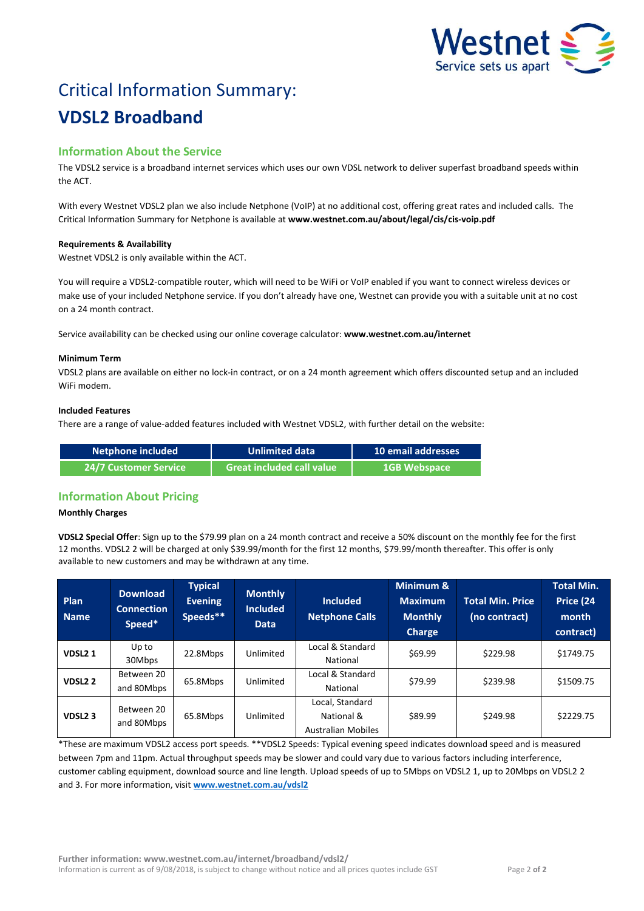# Critical Information Summary:

# VDSL2 Broadband

## Information About the Service

The VDSL2 service is a broadband internet services which uses our own VDSL network to deliver superfast broadband speeds within the ACT.

With every Westnet VDSL2 plan we also include Netphone (VoIP) at no additional cost, offering great rates and included calls. The Critical Information Summary for Netphone is available at **www.westnet.com.au/about/legal/cis/cis-voip.pdf**

### Requirements & Availability

Westnet VDSL2 is only available within the ACT.

You will require a VDSL2-compatible router, which will need to be WiFi or VoIP enabled if you want to connect wireless devices or make use of your included Netphone service. If you don't already have one, Westnet can provide you with a suitable unit at no cost on a 24 month contract.

Service availability can be checked using our online coverage calculator: **www.westnet.com.au/internet**

### Minimum Term

VDSL2 plans are available on either no lock-in contract, or on a 24 month agreement which offers discounted setup and an included WiFi modem.

### Included Features

There are a range of value-added features included with Westnet VDSL2, with further detail on the website:

| | | |
|---|---|---|
| Netphone included | Unlimited data | 10 email addresses |
| 24/7 Customer Service | Great included call value | 1GB Webspace |

## Information About Pricing

### Monthly Charges

**VDSL2 Special Offer**: Sign up to the $79.99 plan on a 24 month contract and receive a 50% discount on the monthly fee for the first 12 months. VDSL2 2 will be charged at only $39.99/month for the first 12 months, $79.99/month thereafter. This offer is only available to new customers and may be withdrawn at any time.

| Plan Name | Download Connection Speed* | Typical Evening Speeds** | Monthly Included Data | Included Netphone Calls | Minimum & Maximum Monthly Charge | Total Min. Price (no contract) | Total Min. Price (24 month contract) |
|---|---|---|---|---|---|---|---|
| **VDSL2 1** | Up to 30Mbps | 22.8Mbps | Unlimited | Local & Standard National | $69.99 | $229.98 | $1749.75 |
| **VDSL2 2** | Between 20 and 80Mbps | 65.8Mbps | Unlimited | Local & Standard National | $79.99 | $239.98 | $1509.75 |
| **VDSL2 3** | Between 20 and 80Mbps | 65.8Mbps | Unlimited | Local, Standard National & Australian Mobiles | $89.99 | $249.98 | $2229.75 |

*These are maximum VDSL2 access port speeds. **VDSL2 Speeds: Typical evening speed indicates download speed and is measured between 7pm and 11pm. Actual throughput speeds may be slower and could vary due to various factors including interference, customer cabling equipment, download source and line length. Upload speeds of up to 5Mbps on VDSL2 1, up to 20Mbps on VDSL2 2 and 3. For more information, visit www.westnet.com.au/vdsl2

**Further information: www.westnet.com.au/internet/broadband/vdsl2/**

Information is current as of 9/08/2018, is subject to change without notice and all prices quotes include GST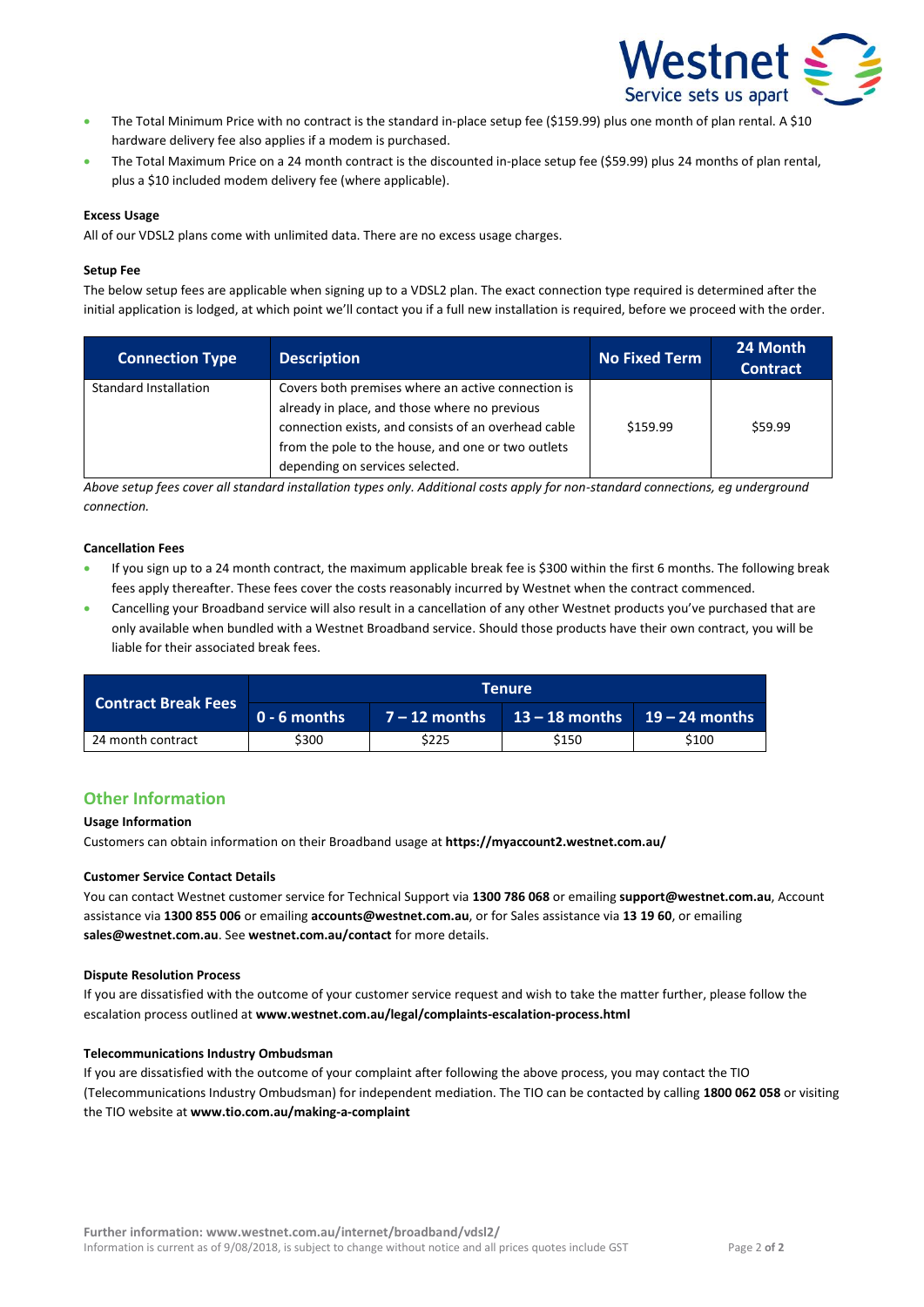- The Total Minimum Price with no contract is the standard in-place setup fee ($159.99) plus one month of plan rental. A $10 hardware delivery fee also applies if a modem is purchased.
- The Total Maximum Price on a 24 month contract is the discounted in-place setup fee ($59.99) plus 24 months of plan rental, plus a $10 included modem delivery fee (where applicable).

**Excess Usage**

All of our VDSL2 plans come with unlimited data. There are no excess usage charges.

**Setup Fee**

The below setup fees are applicable when signing up to a VDSL2 plan. The exact connection type required is determined after the initial application is lodged, at which point we'll contact you if a full new installation is required, before we proceed with the order.

| Connection Type | Description | No Fixed Term | 24 Month Contract |
|---|---|---|---|
| Standard Installation | Covers both premises where an active connection is already in place, and those where no previous connection exists, and consists of an overhead cable from the pole to the house, and one or two outlets depending on services selected. | $159.99 | $59.99 |

*Above setup fees cover all standard installation types only. Additional costs apply for non-standard connections, eg underground connection.*

**Cancellation Fees**

- If you sign up to a 24 month contract, the maximum applicable break fee is $300 within the first 6 months. The following break fees apply thereafter. These fees cover the costs reasonably incurred by Westnet when the contract commenced.
- Cancelling your Broadband service will also result in a cancellation of any other Westnet products you've purchased that are only available when bundled with a Westnet Broadband service. Should those products have their own contract, you will be liable for their associated break fees.

| Contract Break Fees | Tenure | | | |
|---|---|---|---|---|
| | 0 - 6 months | 7 – 12 months | 13 – 18 months | 19 – 24 months |
| 24 month contract | $300 | $225 | $150 | $100 |

## Other Information

**Usage Information**

Customers can obtain information on their Broadband usage at **https://myaccount2.westnet.com.au/**

**Customer Service Contact Details**

You can contact Westnet customer service for Technical Support via **1300 786 068** or emailing **support@westnet.com.au**, Account assistance via **1300 855 006** or emailing **accounts@westnet.com.au**, or for Sales assistance via **13 19 60**, or emailing **sales@westnet.com.au**. See **westnet.com.au/contact** for more details.

**Dispute Resolution Process**

If you are dissatisfied with the outcome of your customer service request and wish to take the matter further, please follow the escalation process outlined at **www.westnet.com.au/legal/complaints-escalation-process.html**

**Telecommunications Industry Ombudsman**

If you are dissatisfied with the outcome of your complaint after following the above process, you may contact the TIO (Telecommunications Industry Ombudsman) for independent mediation. The TIO can be contacted by calling **1800 062 058** or visiting the TIO website at **www.tio.com.au/making-a-complaint**

**Further information: www.westnet.com.au/internet/broadband/vdsl2/**
Information is current as of 9/08/2018, is subject to change without notice and all prices quotes include GST